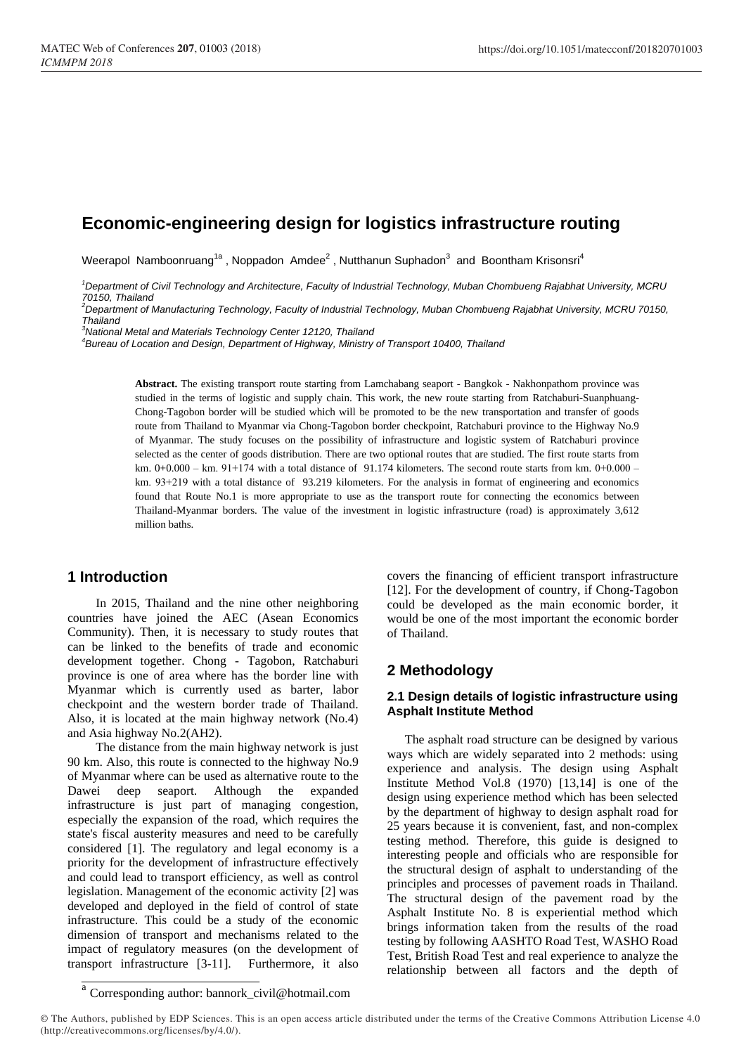# Economic-engineering design for logistics infrastructure routing

Weerapol Namboonruang[1a], Noppadon Amdee[2], Nutthanun Suphadon[3] and Boontham Krisonsri[4]

[1] *Department of Civil Technology and Architecture, Faculty of Industrial Technology, Muban Chombueng Rajabhat University, MCRU 70150, Thailand*
[2] *Department of Manufacturing Technology, Faculty of Industrial Technology, Muban Chombueng Rajabhat University, MCRU 70150, Thailand*
[3] *National Metal and Materials Technology Center 12120, Thailand*
[4] *Bureau of Location and Design, Department of Highway, Ministry of Transport 10400, Thailand*

**Abstract.** The existing transport route starting from Lamchabang seaport - Bangkok - Nakhonpathom province was studied in the terms of logistic and supply chain. This work, the new route starting from Ratchaburi-Suanphuang-Chong-Tagobon border will be studied which will be promoted to be the new transportation and transfer of goods route from Thailand to Myanmar via Chong-Tagobon border checkpoint, Ratchaburi province to the Highway No.9 of Myanmar. The study focuses on the possibility of infrastructure and logistic system of Ratchaburi province selected as the center of goods distribution. There are two optional routes that are studied. The first route starts from km. 0+0.000 – km. 91+174 with a total distance of 91.174 kilometers. The second route starts from km. 0+0.000 – km. 93+219 with a total distance of 93.219 kilometers. For the analysis in format of engineering and economics found that Route No.1 is more appropriate to use as the transport route for connecting the economics between Thailand-Myanmar borders. The value of the investment in logistic infrastructure (road) is approximately 3,612 million baths.

## 1 Introduction

In 2015, Thailand and the nine other neighboring countries have joined the AEC (Asean Economics Community). Then, it is necessary to study routes that can be linked to the benefits of trade and economic development together. Chong - Tagobon, Ratchaburi province is one of area where has the border line with Myanmar which is currently used as barter, labor checkpoint and the western border trade of Thailand. Also, it is located at the main highway network (No.4) and Asia highway No.2(AH2).

The distance from the main highway network is just 90 km. Also, this route is connected to the highway No.9 of Myanmar where can be used as alternative route to the Dawei deep seaport. Although the expanded infrastructure is just part of managing congestion, especially the expansion of the road, which requires the state's fiscal austerity measures and need to be carefully considered [1]. The regulatory and legal economy is a priority for the development of infrastructure effectively and could lead to transport efficiency, as well as control legislation. Management of the economic activity [2] was developed and deployed in the field of control of state infrastructure. This could be a study of the economic dimension of transport and mechanisms related to the impact of regulatory measures (on the development of transport infrastructure [3-11]. Furthermore, it also covers the financing of efficient transport infrastructure [12]. For the development of country, if Chong-Tagobon could be developed as the main economic border, it would be one of the most important the economic border of Thailand.

## 2 Methodology

### 2.1 Design details of logistic infrastructure using Asphalt Institute Method

The asphalt road structure can be designed by various ways which are widely separated into 2 methods: using experience and analysis. The design using Asphalt Institute Method Vol.8 (1970) [13,14] is one of the design using experience method which has been selected by the department of highway to design asphalt road for 25 years because it is convenient, fast, and non-complex testing method. Therefore, this guide is designed to interesting people and officials who are responsible for the structural design of asphalt to understanding of the principles and processes of pavement roads in Thailand. The structural design of the pavement road by the Asphalt Institute No. 8 is experiential method which brings information taken from the results of the road testing by following AASHTO Road Test, WASHO Road Test, British Road Test and real experience to analyze the relationship between all factors and the depth of

[a] Corresponding author: bannork_civil@hotmail.com

© The Authors, published by EDP Sciences. This is an open access article distributed under the terms of the Creative Commons Attribution License 4.0 (http://creativecommons.org/licenses/by/4.0/).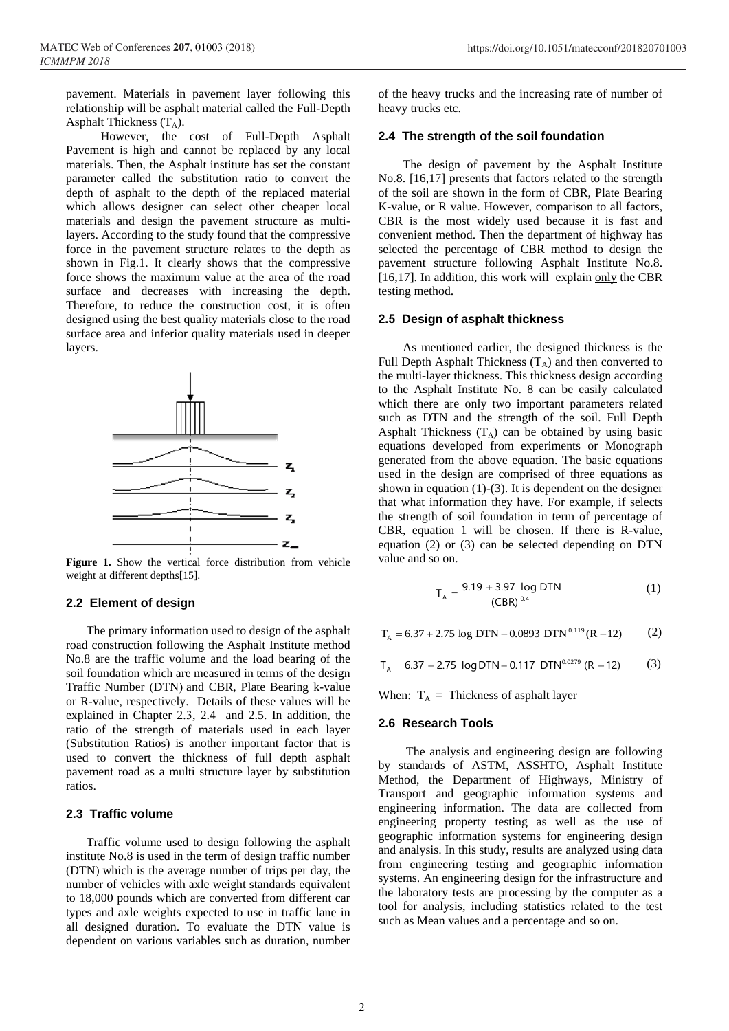pavement. Materials in pavement layer following this relationship will be asphalt material called the Full-Depth Asphalt Thickness ($T_A$).

However, the cost of Full-Depth Asphalt Pavement is high and cannot be replaced by any local materials. Then, the Asphalt institute has set the constant parameter called the substitution ratio to convert the depth of asphalt to the depth of the replaced material which allows designer can select other cheaper local materials and design the pavement structure as multi-layers. According to the study found that the compressive force in the pavement structure relates to the depth as shown in Fig.1. It clearly shows that the compressive force shows the maximum value at the area of the road surface and decreases with increasing the depth. Therefore, to reduce the construction cost, it is often designed using the best quality materials close to the road surface area and inferior quality materials used in deeper layers.

**Figure 1.** Show the vertical force distribution from vehicle weight at different depths[15].

### 2.2 Element of design

The primary information used to design of the asphalt road construction following the Asphalt Institute method No.8 are the traffic volume and the load bearing of the soil foundation which are measured in terms of the design Traffic Number (DTN) and CBR, Plate Bearing k-value or R-value, respectively. Details of these values will be explained in Chapter 2.3, 2.4 and 2.5. In addition, the ratio of the strength of materials used in each layer (Substitution Ratios) is another important factor that is used to convert the thickness of full depth asphalt pavement road as a multi structure layer by substitution ratios.

### 2.3 Traffic volume

Traffic volume used to design following the asphalt institute No.8 is used in the term of design traffic number (DTN) which is the average number of trips per day, the number of vehicles with axle weight standards equivalent to 18,000 pounds which are converted from different car types and axle weights expected to use in traffic lane in all designed duration. To evaluate the DTN value is dependent on various variables such as duration, number of the heavy trucks and the increasing rate of number of heavy trucks etc.

### 2.4 The strength of the soil foundation

The design of pavement by the Asphalt Institute No.8. [16,17] presents that factors related to the strength of the soil are shown in the form of CBR, Plate Bearing K-value, or R value. However, comparison to all factors, CBR is the most widely used because it is fast and convenient method. Then the department of highway has selected the percentage of CBR method to design the pavement structure following Asphalt Institute No.8. [16,17]. In addition, this work will explain only the CBR testing method.

### 2.5 Design of asphalt thickness

As mentioned earlier, the designed thickness is the Full Depth Asphalt Thickness ($T_A$) and then converted to the multi-layer thickness. This thickness design according to the Asphalt Institute No. 8 can be easily calculated which there are only two important parameters related such as DTN and the strength of the soil. Full Depth Asphalt Thickness ($T_A$) can be obtained by using basic equations developed from experiments or Monograph generated from the above equation. The basic equations used in the design are comprised of three equations as shown in equation (1)-(3). It is dependent on the designer that what information they have. For example, if selects the strength of soil foundation in term of percentage of CBR, equation 1 will be chosen. If there is R-value, equation (2) or (3) can be selected depending on DTN value and so on.

$$T_A = \frac{9.19 + 3.97 \log \mathrm{DTN}}{(\mathrm{CBR})^{0.4}} \qquad (1)$$

$$T_A = 6.37 + 2.75 \log \mathrm{DTN} - 0.0893\ \mathrm{DTN}^{0.119}(R - 12) \qquad (2)$$

$$T_A = 6.37 + 2.75 \log \mathrm{DTN} - 0.117\ \mathrm{DTN}^{0.0279}(R - 12) \qquad (3)$$

When: $T_A$ = Thickness of asphalt layer

### 2.6 Research Tools

The analysis and engineering design are following by standards of ASTM, ASSHTO, Asphalt Institute Method, the Department of Highways, Ministry of Transport and geographic information systems and engineering information. The data are collected from engineering property testing as well as the use of geographic information systems for engineering design and analysis. In this study, results are analyzed using data from engineering testing and geographic information systems. An engineering design for the infrastructure and the laboratory tests are processing by the computer as a tool for analysis, including statistics related to the test such as Mean values and a percentage and so on.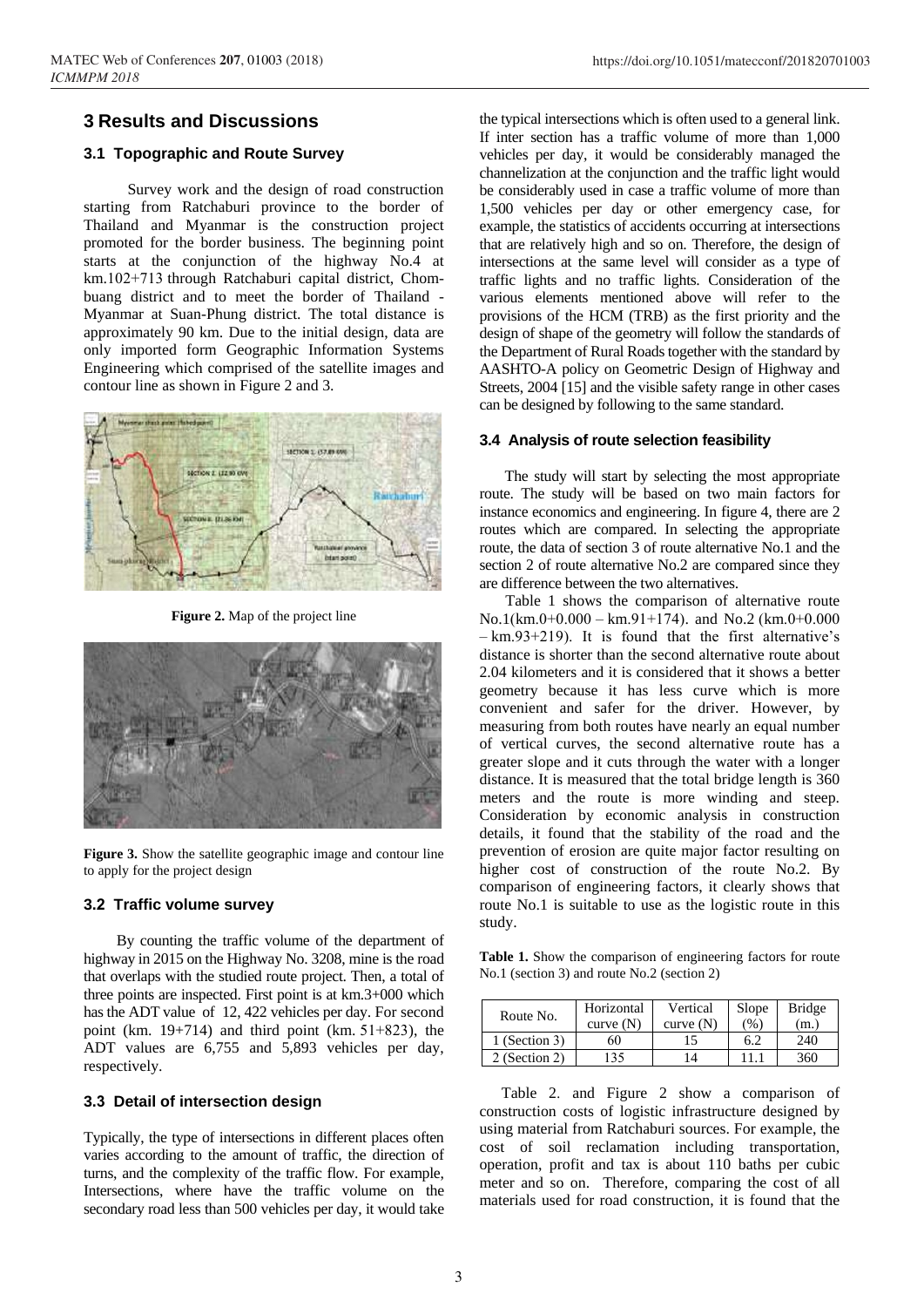## 3 Results and Discussions

### 3.1 Topographic and Route Survey

Survey work and the design of road construction starting from Ratchaburi province to the border of Thailand and Myanmar is the construction project promoted for the border business. The beginning point starts at the conjunction of the highway No.4 at km.102+713 through Ratchaburi capital district, Chom-buang district and to meet the border of Thailand - Myanmar at Suan-Phung district. The total distance is approximately 90 km. Due to the initial design, data are only imported form Geographic Information Systems Engineering which comprised of the satellite images and contour line as shown in Figure 2 and 3.

**Figure 2.** Map of the project line

**Figure 3.** Show the satellite geographic image and contour line to apply for the project design

### 3.2 Traffic volume survey

By counting the traffic volume of the department of highway in 2015 on the Highway No. 3208, mine is the road that overlaps with the studied route project. Then, a total of three points are inspected. First point is at km.3+000 which has the ADT value of 12, 422 vehicles per day. For second point (km. 19+714) and third point (km. 51+823), the ADT values are 6,755 and 5,893 vehicles per day, respectively.

### 3.3 Detail of intersection design

Typically, the type of intersections in different places often varies according to the amount of traffic, the direction of turns, and the complexity of the traffic flow. For example, Intersections, where have the traffic volume on the secondary road less than 500 vehicles per day, it would take the typical intersections which is often used to a general link. If inter section has a traffic volume of more than 1,000 vehicles per day, it would be considerably managed the channelization at the conjunction and the traffic light would be considerably used in case a traffic volume of more than 1,500 vehicles per day or other emergency case, for example, the statistics of accidents occurring at intersections that are relatively high and so on. Therefore, the design of intersections at the same level will consider as a type of traffic lights and no traffic lights. Consideration of the various elements mentioned above will refer to the provisions of the HCM (TRB) as the first priority and the design of shape of the geometry will follow the standards of the Department of Rural Roads together with the standard by AASHTO-A policy on Geometric Design of Highway and Streets, 2004 [15] and the visible safety range in other cases can be designed by following to the same standard.

### 3.4 Analysis of route selection feasibility

The study will start by selecting the most appropriate route. The study will be based on two main factors for instance economics and engineering. In figure 4, there are 2 routes which are compared. In selecting the appropriate route, the data of section 3 of route alternative No.1 and the section 2 of route alternative No.2 are compared since they are difference between the two alternatives.

Table 1 shows the comparison of alternative route No.1(km.0+0.000 – km.91+174). and No.2 (km.0+0.000 – km.93+219). It is found that the first alternative's distance is shorter than the second alternative route about 2.04 kilometers and it is considered that it shows a better geometry because it has less curve which is more convenient and safer for the driver. However, by measuring from both routes have nearly an equal number of vertical curves, the second alternative route has a greater slope and it cuts through the water with a longer distance. It is measured that the total bridge length is 360 meters and the route is more winding and steep. Consideration by economic analysis in construction details, it found that the stability of the road and the prevention of erosion are quite major factor resulting on higher cost of construction of the route No.2. By comparison of engineering factors, it clearly shows that route No.1 is suitable to use as the logistic route in this study.

**Table 1.** Show the comparison of engineering factors for route No.1 (section 3) and route No.2 (section 2)

| Route No. | Horizontal curve (N) | Vertical curve (N) | Slope (%) | Bridge (m.) |
|---|---|---|---|---|
| 1 (Section 3) | 60 | 15 | 6.2 | 240 |
| 2 (Section 2) | 135 | 14 | 11.1 | 360 |

Table 2. and Figure 2 show a comparison of construction costs of logistic infrastructure designed by using material from Ratchaburi sources. For example, the cost of soil reclamation including transportation, operation, profit and tax is about 110 baths per cubic meter and so on. Therefore, comparing the cost of all materials used for road construction, it is found that the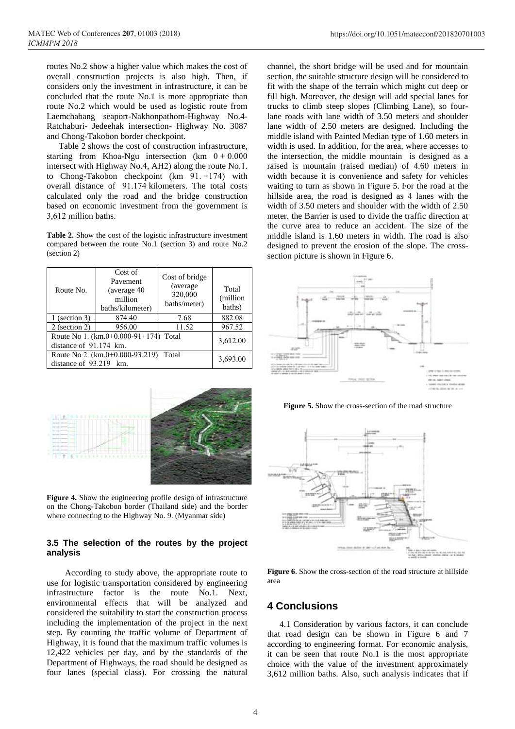routes No.2 show a higher value which makes the cost of overall construction projects is also high. Then, if considers only the investment in infrastructure, it can be concluded that the route No.1 is more appropriate than route No.2 which would be used as logistic route from Laemchabang seaport-Nakhonpathom-Highway No.4-Ratchaburi- Jedeehak intersection- Highway No. 3087 and Chong-Takobon border checkpoint.

Table 2 shows the cost of construction infrastructure, starting from Khoa-Ngu intersection (km 0 + 0.000 intersect with Highway No.4, AH2) along the route No.1. to Chong-Takobon checkpoint (km 91. +174) with overall distance of 91.174 kilometers. The total costs calculated only the road and the bridge construction based on economic investment from the government is 3,612 million baths.

**Table 2.** Show the cost of the logistic infrastructure investment compared between the route No.1 (section 3) and route No.2 (section 2)

| Route No. | Cost of Pavement (average 40 million baths/kilometer) | Cost of bridge (average 320,000 baths/meter) | Total (million baths) |
|---|---|---|---|
| 1 (section 3) | 874.40 | 7.68 | 882.08 |
| 2 (section 2) | 956.00 | 11.52 | 967.52 |
| Route No 1. (km.0+0.000-91+174) Total distance of 91.174 km. | | | 3,612.00 |
| Route No 2. (km.0+0.000-93.219) Total distance of 93.219 km. | | | 3,693.00 |

**Figure 4.** Show the engineering profile design of infrastructure on the Chong-Takobon border (Thailand side) and the border where connecting to the Highway No. 9. (Myanmar side)

### 3.5 The selection of the routes by the project analysis

According to study above, the appropriate route to use for logistic transportation considered by engineering infrastructure factor is the route No.1. Next, environmental effects that will be analyzed and considered the suitability to start the construction process including the implementation of the project in the next step. By counting the traffic volume of Department of Highway, it is found that the maximum traffic volumes is 12,422 vehicles per day, and by the standards of the Department of Highways, the road should be designed as four lanes (special class). For crossing the natural channel, the short bridge will be used and for mountain section, the suitable structure design will be considered to fit with the shape of the terrain which might cut deep or fill high. Moreover, the design will add special lanes for trucks to climb steep slopes (Climbing Lane), so four-lane roads with lane width of 3.50 meters and shoulder lane width of 2.50 meters are designed. Including the middle island with Painted Median type of 1.60 meters in width is used. In addition, for the area, where accesses to the intersection, the middle mountain is designed as a raised is mountain (raised median) of 4.60 meters in width because it is convenience and safety for vehicles waiting to turn as shown in Figure 5. For the road at the hillside area, the road is designed as 4 lanes with the width of 3.50 meters and shoulder with the width of 2.50 meter. the Barrier is used to divide the traffic direction at the curve area to reduce an accident. The size of the middle island is 1.60 meters in width. The road is also designed to prevent the erosion of the slope. The cross-section picture is shown in Figure 6.

**Figure 5.** Show the cross-section of the road structure

**Figure 6**. Show the cross-section of the road structure at hillside area

## 4 Conclusions

4.1 Consideration by various factors, it can conclude that road design can be shown in Figure 6 and 7 according to engineering format. For economic analysis, it can be seen that route No.1 is the most appropriate choice with the value of the investment approximately 3,612 million baths. Also, such analysis indicates that if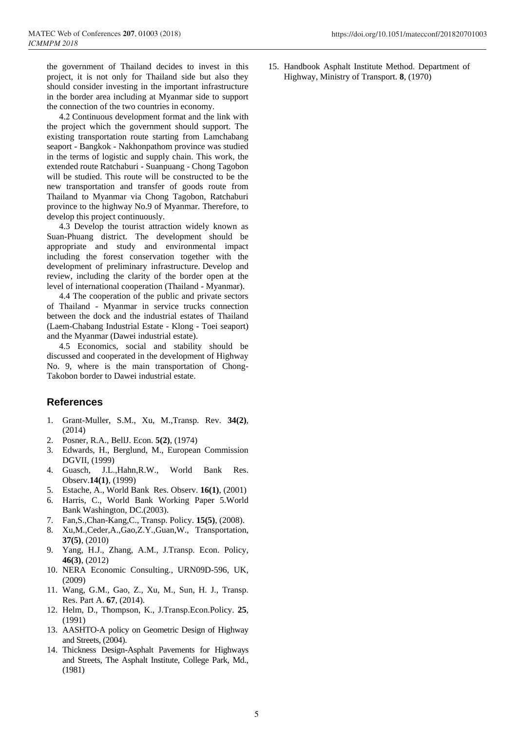the government of Thailand decides to invest in this project, it is not only for Thailand side but also they should consider investing in the important infrastructure in the border area including at Myanmar side to support the connection of the two countries in economy.

4.2 Continuous development format and the link with the project which the government should support. The existing transportation route starting from Lamchabang seaport - Bangkok - Nakhonpathom province was studied in the terms of logistic and supply chain. This work, the extended route Ratchaburi - Suanpuang - Chong Tagobon will be studied. This route will be constructed to be the new transportation and transfer of goods route from Thailand to Myanmar via Chong Tagobon, Ratchaburi province to the highway No.9 of Myanmar. Therefore, to develop this project continuously.

4.3 Develop the tourist attraction widely known as Suan-Phuang district. The development should be appropriate and study and environmental impact including the forest conservation together with the development of preliminary infrastructure. Develop and review, including the clarity of the border open at the level of international cooperation (Thailand - Myanmar).

4.4 The cooperation of the public and private sectors of Thailand - Myanmar in service trucks connection between the dock and the industrial estates of Thailand (Laem-Chabang Industrial Estate - Klong - Toei seaport) and the Myanmar (Dawei industrial estate).

4.5 Economics, social and stability should be discussed and cooperated in the development of Highway No. 9, where is the main transportation of Chong-Takobon border to Dawei industrial estate.

## References

1. Grant-Muller, S.M., Xu, M.,Transp. Rev. **34(2)**, (2014)
2. Posner, R.A., BellJ. Econ. **5(2)**, (1974)
3. Edwards, H., Berglund, M., European Commission DGVII, (1999)
4. Guasch, J.L.,Hahn,R.W., World Bank Res. Observ.**14(1)**, (1999)
5. Estache, A., World Bank Res. Observ. **16(1)**, (2001)
6. Harris, C., World Bank Working Paper 5.World Bank Washington, DC.(2003).
7. Fan,S.,Chan-Kang,C., Transp. Policy. **15(5)**, (2008).
8. Xu,M.,Ceder,A.,Gao,Z.Y.,Guan,W., Transportation, **37(5)**, (2010)
9. Yang, H.J., Zhang, A.M., J.Transp. Econ. Policy, **46(3)**, (2012)
10. NERA Economic Consulting., URN09D-596, UK, (2009)
11. Wang, G.M., Gao, Z., Xu, M., Sun, H. J., Transp. Res. Part A. **67**, (2014).
12. Helm, D., Thompson, K., J.Transp.Econ.Policy. **25**, (1991)
13. AASHTO-A policy on Geometric Design of Highway and Streets, (2004).
14. Thickness Design-Asphalt Pavements for Highways and Streets, The Asphalt Institute, College Park, Md., (1981)
15. Handbook Asphalt Institute Method. Department of Highway, Ministry of Transport. **8**, (1970)